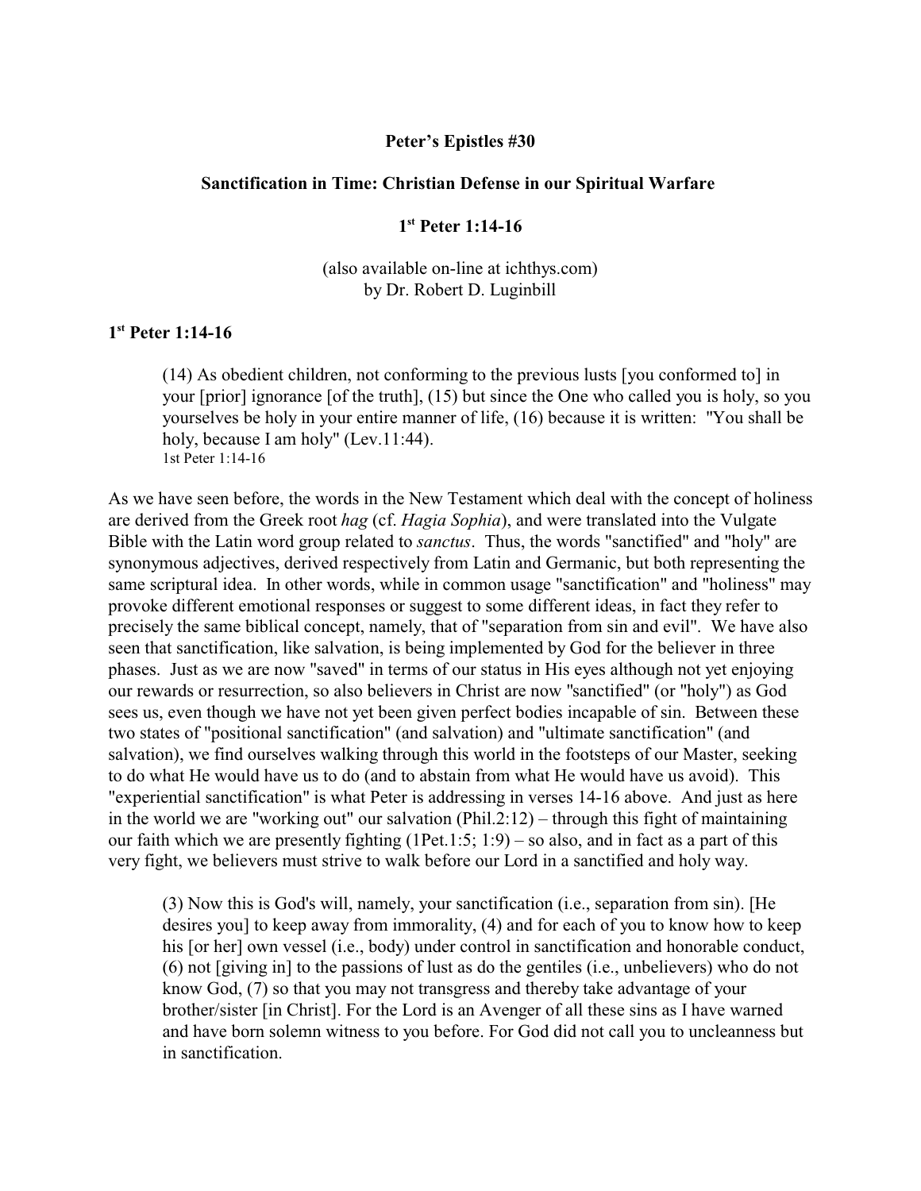**Peter's Epistles #30**

**Sanctification in Time: Christian Defense in our Spiritual Warfare**

**1st Peter 1:14-16**

(also available on-line at ichthys.com)
by Dr. Robert D. Luginbill

## 1st Peter 1:14-16

> (14) As obedient children, not conforming to the previous lusts [you conformed to] in your [prior] ignorance [of the truth], (15) but since the One who called you is holy, so you yourselves be holy in your entire manner of life, (16) because it is written: "You shall be holy, because I am holy" (Lev.11:44).
> 1st Peter 1:14-16

As we have seen before, the words in the New Testament which deal with the concept of holiness are derived from the Greek root *hag* (cf. *Hagia Sophia*), and were translated into the Vulgate Bible with the Latin word group related to *sanctus*. Thus, the words "sanctified" and "holy" are synonymous adjectives, derived respectively from Latin and Germanic, but both representing the same scriptural idea. In other words, while in common usage "sanctification" and "holiness" may provoke different emotional responses or suggest to some different ideas, in fact they refer to precisely the same biblical concept, namely, that of "separation from sin and evil". We have also seen that sanctification, like salvation, is being implemented by God for the believer in three phases. Just as we are now "saved" in terms of our status in His eyes although not yet enjoying our rewards or resurrection, so also believers in Christ are now "sanctified" (or "holy") as God sees us, even though we have not yet been given perfect bodies incapable of sin. Between these two states of "positional sanctification" (and salvation) and "ultimate sanctification" (and salvation), we find ourselves walking through this world in the footsteps of our Master, seeking to do what He would have us to do (and to abstain from what He would have us avoid). This "experiential sanctification" is what Peter is addressing in verses 14-16 above. And just as here in the world we are "working out" our salvation (Phil.2:12) – through this fight of maintaining our faith which we are presently fighting (1Pet.1:5; 1:9) – so also, and in fact as a part of this very fight, we believers must strive to walk before our Lord in a sanctified and holy way.

> (3) Now this is God's will, namely, your sanctification (i.e., separation from sin). [He desires you] to keep away from immorality, (4) and for each of you to know how to keep his [or her] own vessel (i.e., body) under control in sanctification and honorable conduct, (6) not [giving in] to the passions of lust as do the gentiles (i.e., unbelievers) who do not know God, (7) so that you may not transgress and thereby take advantage of your brother/sister [in Christ]. For the Lord is an Avenger of all these sins as I have warned and have born solemn witness to you before. For God did not call you to uncleanness but in sanctification.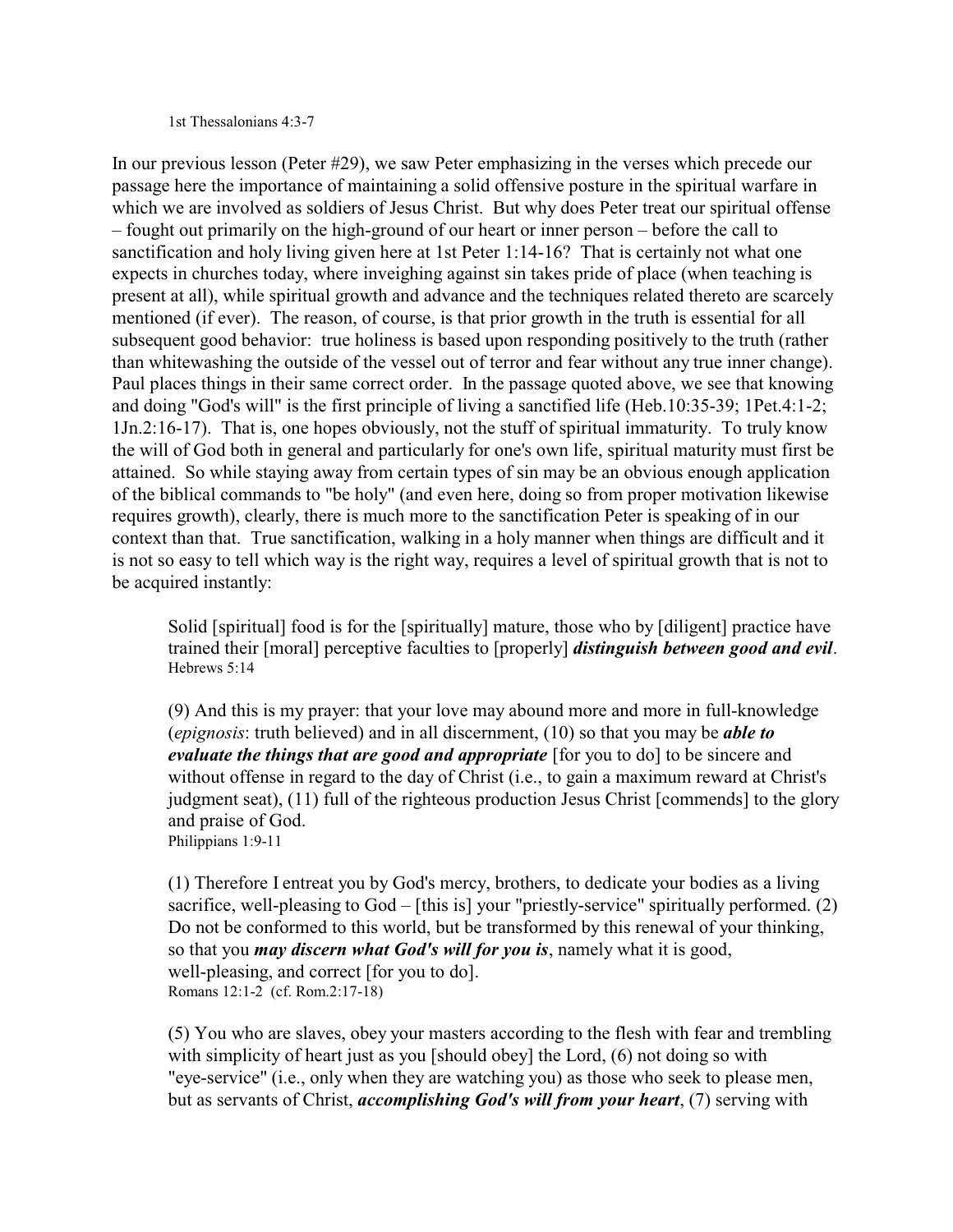1st Thessalonians 4:3-7

In our previous lesson (Peter #29), we saw Peter emphasizing in the verses which precede our passage here the importance of maintaining a solid offensive posture in the spiritual warfare in which we are involved as soldiers of Jesus Christ. But why does Peter treat our spiritual offense – fought out primarily on the high-ground of our heart or inner person – before the call to sanctification and holy living given here at 1st Peter 1:14-16? That is certainly not what one expects in churches today, where inveighing against sin takes pride of place (when teaching is present at all), while spiritual growth and advance and the techniques related thereto are scarcely mentioned (if ever). The reason, of course, is that prior growth in the truth is essential for all subsequent good behavior: true holiness is based upon responding positively to the truth (rather than whitewashing the outside of the vessel out of terror and fear without any true inner change). Paul places things in their same correct order. In the passage quoted above, we see that knowing and doing "God's will" is the first principle of living a sanctified life (Heb.10:35-39; 1Pet.4:1-2; 1Jn.2:16-17). That is, one hopes obviously, not the stuff of spiritual immaturity. To truly know the will of God both in general and particularly for one's own life, spiritual maturity must first be attained. So while staying away from certain types of sin may be an obvious enough application of the biblical commands to "be holy" (and even here, doing so from proper motivation likewise requires growth), clearly, there is much more to the sanctification Peter is speaking of in our context than that. True sanctification, walking in a holy manner when things are difficult and it is not so easy to tell which way is the right way, requires a level of spiritual growth that is not to be acquired instantly:

> Solid [spiritual] food is for the [spiritually] mature, those who by [diligent] practice have trained their [moral] perceptive faculties to [properly] ***distinguish between good and evil***.
> Hebrews 5:14

> (9) And this is my prayer: that your love may abound more and more in full-knowledge (*epignosis*: truth believed) and in all discernment, (10) so that you may be ***able to evaluate the things that are good and appropriate*** [for you to do] to be sincere and without offense in regard to the day of Christ (i.e., to gain a maximum reward at Christ's judgment seat), (11) full of the righteous production Jesus Christ [commends] to the glory and praise of God.
> Philippians 1:9-11

> (1) Therefore I entreat you by God's mercy, brothers, to dedicate your bodies as a living sacrifice, well-pleasing to God – [this is] your "priestly-service" spiritually performed. (2) Do not be conformed to this world, but be transformed by this renewal of your thinking, so that you ***may discern what God's will for you is***, namely what it is good, well-pleasing, and correct [for you to do].
> Romans 12:1-2 (cf. Rom.2:17-18)

> (5) You who are slaves, obey your masters according to the flesh with fear and trembling with simplicity of heart just as you [should obey] the Lord, (6) not doing so with "eye-service" (i.e., only when they are watching you) as those who seek to please men, but as servants of Christ, ***accomplishing God's will from your heart***, (7) serving with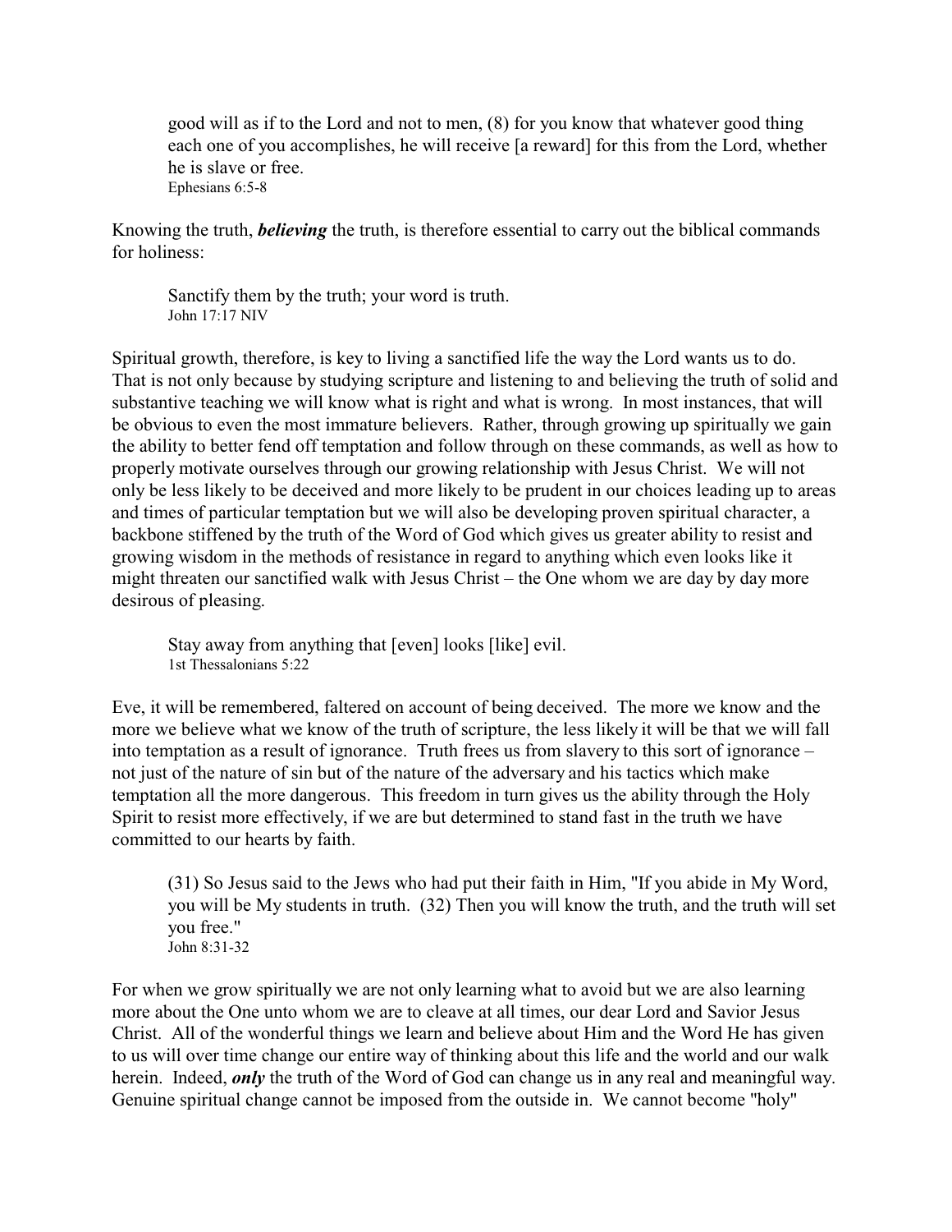> good will as if to the Lord and not to men, (8) for you know that whatever good thing each one of you accomplishes, he will receive [a reward] for this from the Lord, whether he is slave or free.
> Ephesians 6:5-8

Knowing the truth, ***believing*** the truth, is therefore essential to carry out the biblical commands for holiness:

> Sanctify them by the truth; your word is truth.
> John 17:17 NIV

Spiritual growth, therefore, is key to living a sanctified life the way the Lord wants us to do. That is not only because by studying scripture and listening to and believing the truth of solid and substantive teaching we will know what is right and what is wrong. In most instances, that will be obvious to even the most immature believers. Rather, through growing up spiritually we gain the ability to better fend off temptation and follow through on these commands, as well as how to properly motivate ourselves through our growing relationship with Jesus Christ. We will not only be less likely to be deceived and more likely to be prudent in our choices leading up to areas and times of particular temptation but we will also be developing proven spiritual character, a backbone stiffened by the truth of the Word of God which gives us greater ability to resist and growing wisdom in the methods of resistance in regard to anything which even looks like it might threaten our sanctified walk with Jesus Christ – the One whom we are day by day more desirous of pleasing.

> Stay away from anything that [even] looks [like] evil.
> 1st Thessalonians 5:22

Eve, it will be remembered, faltered on account of being deceived. The more we know and the more we believe what we know of the truth of scripture, the less likely it will be that we will fall into temptation as a result of ignorance. Truth frees us from slavery to this sort of ignorance – not just of the nature of sin but of the nature of the adversary and his tactics which make temptation all the more dangerous. This freedom in turn gives us the ability through the Holy Spirit to resist more effectively, if we are but determined to stand fast in the truth we have committed to our hearts by faith.

> (31) So Jesus said to the Jews who had put their faith in Him, "If you abide in My Word, you will be My students in truth. (32) Then you will know the truth, and the truth will set you free."
> John 8:31-32

For when we grow spiritually we are not only learning what to avoid but we are also learning more about the One unto whom we are to cleave at all times, our dear Lord and Savior Jesus Christ. All of the wonderful things we learn and believe about Him and the Word He has given to us will over time change our entire way of thinking about this life and the world and our walk herein. Indeed, ***only*** the truth of the Word of God can change us in any real and meaningful way. Genuine spiritual change cannot be imposed from the outside in. We cannot become "holy"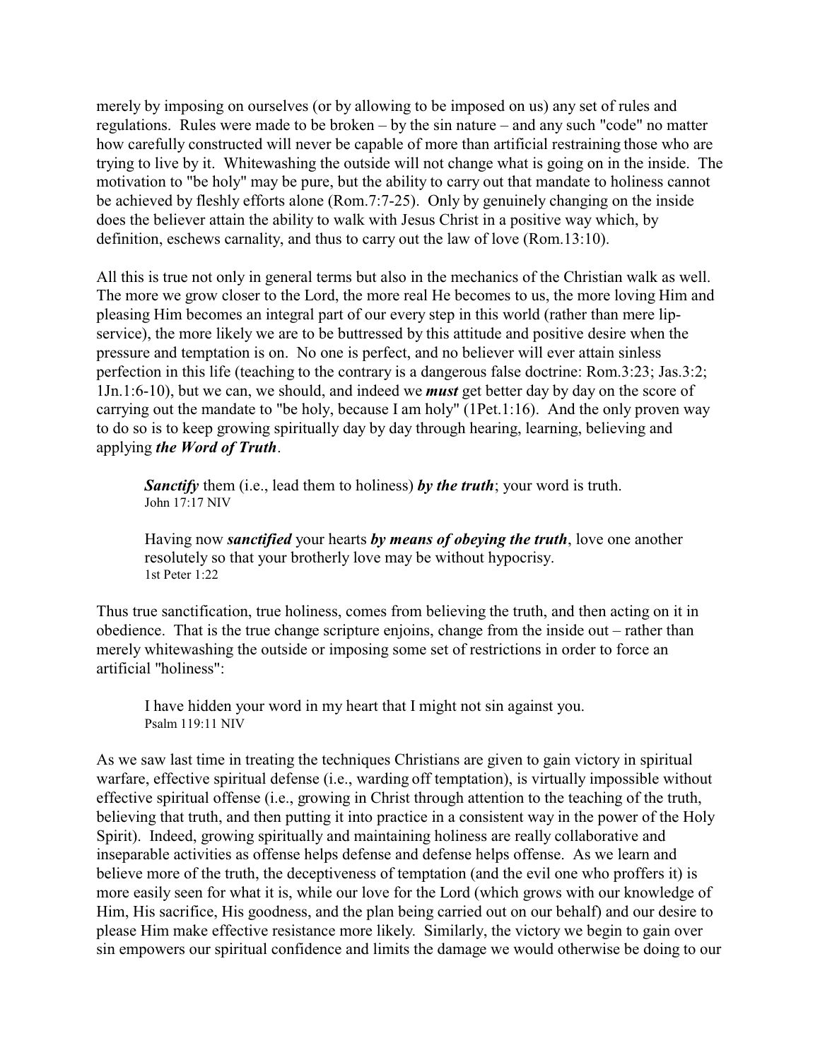merely by imposing on ourselves (or by allowing to be imposed on us) any set of rules and regulations. Rules were made to be broken – by the sin nature – and any such "code" no matter how carefully constructed will never be capable of more than artificial restraining those who are trying to live by it. Whitewashing the outside will not change what is going on in the inside. The motivation to "be holy" may be pure, but the ability to carry out that mandate to holiness cannot be achieved by fleshly efforts alone (Rom.7:7-25). Only by genuinely changing on the inside does the believer attain the ability to walk with Jesus Christ in a positive way which, by definition, eschews carnality, and thus to carry out the law of love (Rom.13:10).

All this is true not only in general terms but also in the mechanics of the Christian walk as well. The more we grow closer to the Lord, the more real He becomes to us, the more loving Him and pleasing Him becomes an integral part of our every step in this world (rather than mere lip-service), the more likely we are to be buttressed by this attitude and positive desire when the pressure and temptation is on. No one is perfect, and no believer will ever attain sinless perfection in this life (teaching to the contrary is a dangerous false doctrine: Rom.3:23; Jas.3:2; 1Jn.1:6-10), but we can, we should, and indeed we ***must*** get better day by day on the score of carrying out the mandate to "be holy, because I am holy" (1Pet.1:16). And the only proven way to do so is to keep growing spiritually day by day through hearing, learning, believing and applying ***the Word of Truth***.

> ***Sanctify*** them (i.e., lead them to holiness) ***by the truth***; your word is truth.
> John 17:17 NIV

> Having now ***sanctified*** your hearts ***by means of obeying the truth***, love one another resolutely so that your brotherly love may be without hypocrisy.
> 1st Peter 1:22

Thus true sanctification, true holiness, comes from believing the truth, and then acting on it in obedience. That is the true change scripture enjoins, change from the inside out – rather than merely whitewashing the outside or imposing some set of restrictions in order to force an artificial "holiness":

> I have hidden your word in my heart that I might not sin against you.
> Psalm 119:11 NIV

As we saw last time in treating the techniques Christians are given to gain victory in spiritual warfare, effective spiritual defense (i.e., warding off temptation), is virtually impossible without effective spiritual offense (i.e., growing in Christ through attention to the teaching of the truth, believing that truth, and then putting it into practice in a consistent way in the power of the Holy Spirit). Indeed, growing spiritually and maintaining holiness are really collaborative and inseparable activities as offense helps defense and defense helps offense. As we learn and believe more of the truth, the deceptiveness of temptation (and the evil one who proffers it) is more easily seen for what it is, while our love for the Lord (which grows with our knowledge of Him, His sacrifice, His goodness, and the plan being carried out on our behalf) and our desire to please Him make effective resistance more likely. Similarly, the victory we begin to gain over sin empowers our spiritual confidence and limits the damage we would otherwise be doing to our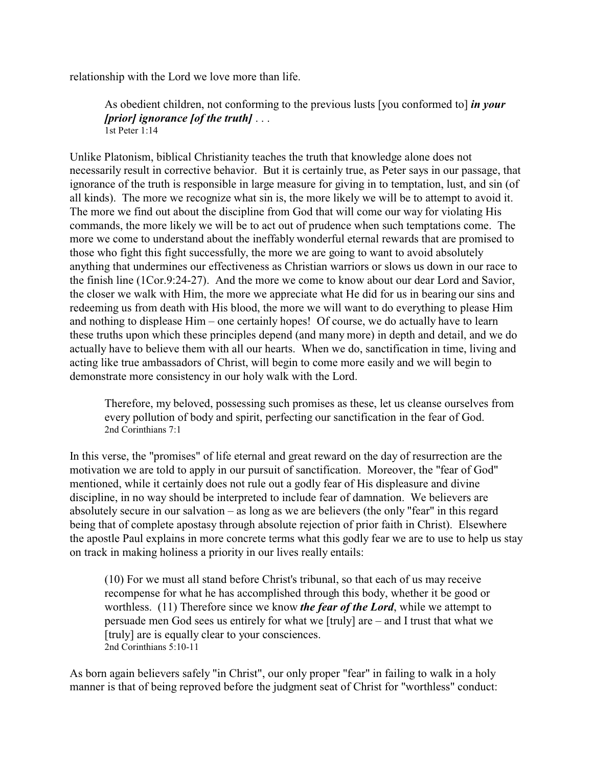relationship with the Lord we love more than life.

> As obedient children, not conforming to the previous lusts [you conformed to] ***in your [prior] ignorance [of the truth]*** . . .
> 1st Peter 1:14

Unlike Platonism, biblical Christianity teaches the truth that knowledge alone does not necessarily result in corrective behavior. But it is certainly true, as Peter says in our passage, that ignorance of the truth is responsible in large measure for giving in to temptation, lust, and sin (of all kinds). The more we recognize what sin is, the more likely we will be to attempt to avoid it. The more we find out about the discipline from God that will come our way for violating His commands, the more likely we will be to act out of prudence when such temptations come. The more we come to understand about the ineffably wonderful eternal rewards that are promised to those who fight this fight successfully, the more we are going to want to avoid absolutely anything that undermines our effectiveness as Christian warriors or slows us down in our race to the finish line (1Cor.9:24-27). And the more we come to know about our dear Lord and Savior, the closer we walk with Him, the more we appreciate what He did for us in bearing our sins and redeeming us from death with His blood, the more we will want to do everything to please Him and nothing to displease Him – one certainly hopes! Of course, we do actually have to learn these truths upon which these principles depend (and many more) in depth and detail, and we do actually have to believe them with all our hearts. When we do, sanctification in time, living and acting like true ambassadors of Christ, will begin to come more easily and we will begin to demonstrate more consistency in our holy walk with the Lord.

> Therefore, my beloved, possessing such promises as these, let us cleanse ourselves from every pollution of body and spirit, perfecting our sanctification in the fear of God.
> 2nd Corinthians 7:1

In this verse, the "promises" of life eternal and great reward on the day of resurrection are the motivation we are told to apply in our pursuit of sanctification. Moreover, the "fear of God" mentioned, while it certainly does not rule out a godly fear of His displeasure and divine discipline, in no way should be interpreted to include fear of damnation. We believers are absolutely secure in our salvation – as long as we are believers (the only "fear" in this regard being that of complete apostasy through absolute rejection of prior faith in Christ). Elsewhere the apostle Paul explains in more concrete terms what this godly fear we are to use to help us stay on track in making holiness a priority in our lives really entails:

> (10) For we must all stand before Christ's tribunal, so that each of us may receive recompense for what he has accomplished through this body, whether it be good or worthless. (11) Therefore since we know ***the fear of the Lord***, while we attempt to persuade men God sees us entirely for what we [truly] are – and I trust that what we [truly] are is equally clear to your consciences.
> 2nd Corinthians 5:10-11

As born again believers safely "in Christ", our only proper "fear" in failing to walk in a holy manner is that of being reproved before the judgment seat of Christ for "worthless" conduct: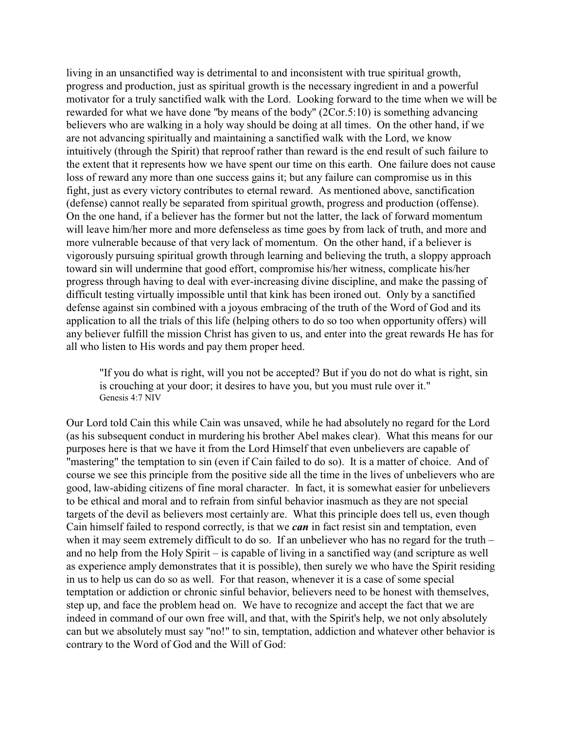living in an unsanctified way is detrimental to and inconsistent with true spiritual growth, progress and production, just as spiritual growth is the necessary ingredient in and a powerful motivator for a truly sanctified walk with the Lord. Looking forward to the time when we will be rewarded for what we have done "by means of the body" (2Cor.5:10) is something advancing believers who are walking in a holy way should be doing at all times. On the other hand, if we are not advancing spiritually and maintaining a sanctified walk with the Lord, we know intuitively (through the Spirit) that reproof rather than reward is the end result of such failure to the extent that it represents how we have spent our time on this earth. One failure does not cause loss of reward any more than one success gains it; but any failure can compromise us in this fight, just as every victory contributes to eternal reward. As mentioned above, sanctification (defense) cannot really be separated from spiritual growth, progress and production (offense). On the one hand, if a believer has the former but not the latter, the lack of forward momentum will leave him/her more and more defenseless as time goes by from lack of truth, and more and more vulnerable because of that very lack of momentum. On the other hand, if a believer is vigorously pursuing spiritual growth through learning and believing the truth, a sloppy approach toward sin will undermine that good effort, compromise his/her witness, complicate his/her progress through having to deal with ever-increasing divine discipline, and make the passing of difficult testing virtually impossible until that kink has been ironed out. Only by a sanctified defense against sin combined with a joyous embracing of the truth of the Word of God and its application to all the trials of this life (helping others to do so too when opportunity offers) will any believer fulfill the mission Christ has given to us, and enter into the great rewards He has for all who listen to His words and pay them proper heed.

> "If you do what is right, will you not be accepted? But if you do not do what is right, sin is crouching at your door; it desires to have you, but you must rule over it."
> Genesis 4:7 NIV

Our Lord told Cain this while Cain was unsaved, while he had absolutely no regard for the Lord (as his subsequent conduct in murdering his brother Abel makes clear). What this means for our purposes here is that we have it from the Lord Himself that even unbelievers are capable of "mastering" the temptation to sin (even if Cain failed to do so). It is a matter of choice. And of course we see this principle from the positive side all the time in the lives of unbelievers who are good, law-abiding citizens of fine moral character. In fact, it is somewhat easier for unbelievers to be ethical and moral and to refrain from sinful behavior inasmuch as they are not special targets of the devil as believers most certainly are. What this principle does tell us, even though Cain himself failed to respond correctly, is that we ***can*** in fact resist sin and temptation, even when it may seem extremely difficult to do so. If an unbeliever who has no regard for the truth – and no help from the Holy Spirit – is capable of living in a sanctified way (and scripture as well as experience amply demonstrates that it is possible), then surely we who have the Spirit residing in us to help us can do so as well. For that reason, whenever it is a case of some special temptation or addiction or chronic sinful behavior, believers need to be honest with themselves, step up, and face the problem head on. We have to recognize and accept the fact that we are indeed in command of our own free will, and that, with the Spirit's help, we not only absolutely can but we absolutely must say "no!" to sin, temptation, addiction and whatever other behavior is contrary to the Word of God and the Will of God: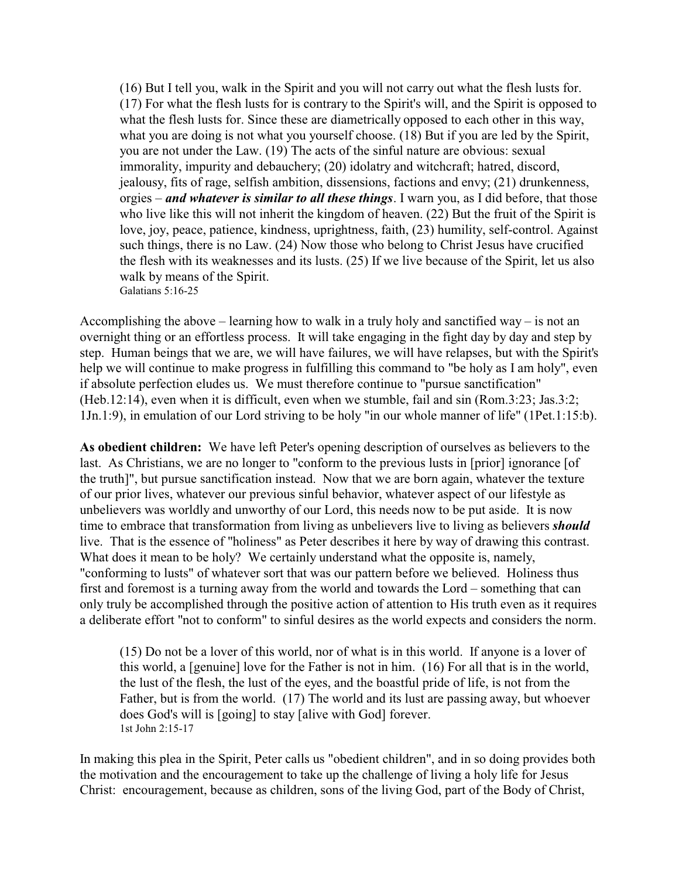> (16) But I tell you, walk in the Spirit and you will not carry out what the flesh lusts for. (17) For what the flesh lusts for is contrary to the Spirit's will, and the Spirit is opposed to what the flesh lusts for. Since these are diametrically opposed to each other in this way, what you are doing is not what you yourself choose. (18) But if you are led by the Spirit, you are not under the Law. (19) The acts of the sinful nature are obvious: sexual immorality, impurity and debauchery; (20) idolatry and witchcraft; hatred, discord, jealousy, fits of rage, selfish ambition, dissensions, factions and envy; (21) drunkenness, orgies – ***and whatever is similar to all these things***. I warn you, as I did before, that those who live like this will not inherit the kingdom of heaven. (22) But the fruit of the Spirit is love, joy, peace, patience, kindness, uprightness, faith, (23) humility, self-control. Against such things, there is no Law. (24) Now those who belong to Christ Jesus have crucified the flesh with its weaknesses and its lusts. (25) If we live because of the Spirit, let us also walk by means of the Spirit.
> Galatians 5:16-25

Accomplishing the above – learning how to walk in a truly holy and sanctified way – is not an overnight thing or an effortless process. It will take engaging in the fight day by day and step by step. Human beings that we are, we will have failures, we will have relapses, but with the Spirit's help we will continue to make progress in fulfilling this command to "be holy as I am holy", even if absolute perfection eludes us. We must therefore continue to "pursue sanctification" (Heb.12:14), even when it is difficult, even when we stumble, fail and sin (Rom.3:23; Jas.3:2; 1Jn.1:9), in emulation of our Lord striving to be holy "in our whole manner of life" (1Pet.1:15:b).

**As obedient children:** We have left Peter's opening description of ourselves as believers to the last. As Christians, we are no longer to "conform to the previous lusts in [prior] ignorance [of the truth]", but pursue sanctification instead. Now that we are born again, whatever the texture of our prior lives, whatever our previous sinful behavior, whatever aspect of our lifestyle as unbelievers was worldly and unworthy of our Lord, this needs now to be put aside. It is now time to embrace that transformation from living as unbelievers live to living as believers ***should*** live. That is the essence of "holiness" as Peter describes it here by way of drawing this contrast. What does it mean to be holy? We certainly understand what the opposite is, namely, "conforming to lusts" of whatever sort that was our pattern before we believed. Holiness thus first and foremost is a turning away from the world and towards the Lord – something that can only truly be accomplished through the positive action of attention to His truth even as it requires a deliberate effort "not to conform" to sinful desires as the world expects and considers the norm.

> (15) Do not be a lover of this world, nor of what is in this world. If anyone is a lover of this world, a [genuine] love for the Father is not in him. (16) For all that is in the world, the lust of the flesh, the lust of the eyes, and the boastful pride of life, is not from the Father, but is from the world. (17) The world and its lust are passing away, but whoever does God's will is [going] to stay [alive with God] forever.
> 1st John 2:15-17

In making this plea in the Spirit, Peter calls us "obedient children", and in so doing provides both the motivation and the encouragement to take up the challenge of living a holy life for Jesus Christ: encouragement, because as children, sons of the living God, part of the Body of Christ,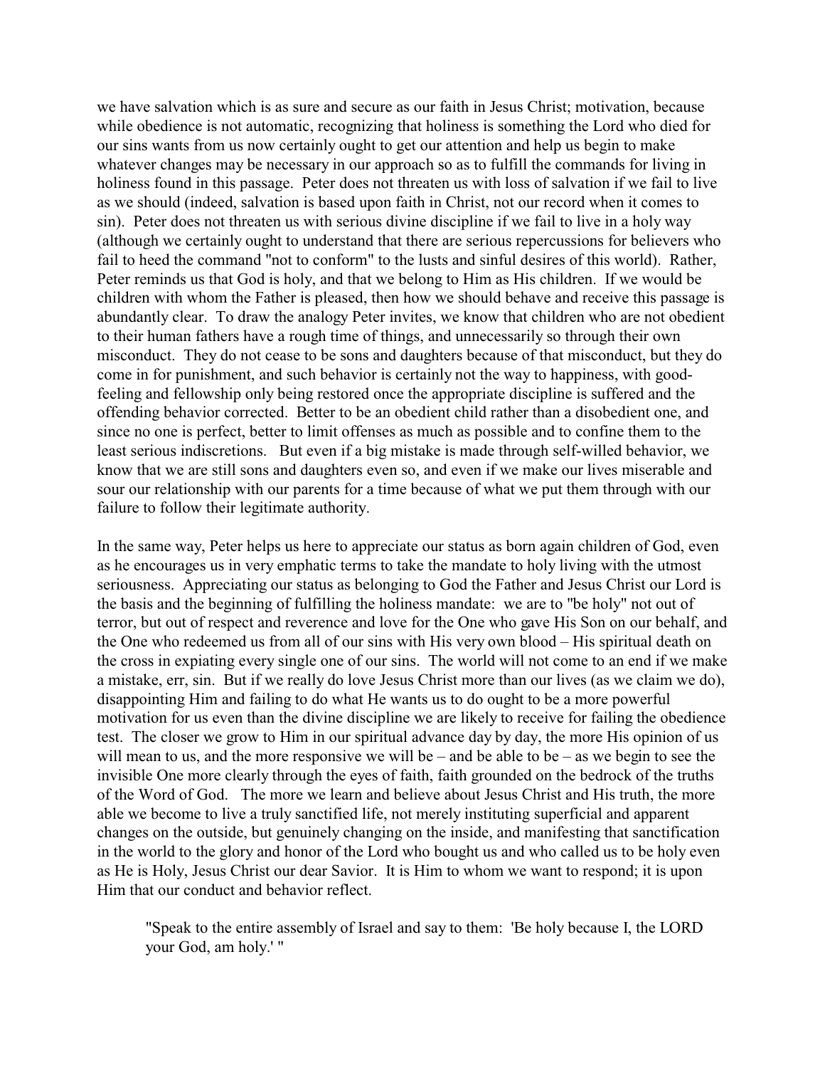we have salvation which is as sure and secure as our faith in Jesus Christ; motivation, because while obedience is not automatic, recognizing that holiness is something the Lord who died for our sins wants from us now certainly ought to get our attention and help us begin to make whatever changes may be necessary in our approach so as to fulfill the commands for living in holiness found in this passage. Peter does not threaten us with loss of salvation if we fail to live as we should (indeed, salvation is based upon faith in Christ, not our record when it comes to sin). Peter does not threaten us with serious divine discipline if we fail to live in a holy way (although we certainly ought to understand that there are serious repercussions for believers who fail to heed the command "not to conform" to the lusts and sinful desires of this world). Rather, Peter reminds us that God is holy, and that we belong to Him as His children. If we would be children with whom the Father is pleased, then how we should behave and receive this passage is abundantly clear. To draw the analogy Peter invites, we know that children who are not obedient to their human fathers have a rough time of things, and unnecessarily so through their own misconduct. They do not cease to be sons and daughters because of that misconduct, but they do come in for punishment, and such behavior is certainly not the way to happiness, with good-feeling and fellowship only being restored once the appropriate discipline is suffered and the offending behavior corrected. Better to be an obedient child rather than a disobedient one, and since no one is perfect, better to limit offenses as much as possible and to confine them to the least serious indiscretions. But even if a big mistake is made through self-willed behavior, we know that we are still sons and daughters even so, and even if we make our lives miserable and sour our relationship with our parents for a time because of what we put them through with our failure to follow their legitimate authority.

In the same way, Peter helps us here to appreciate our status as born again children of God, even as he encourages us in very emphatic terms to take the mandate to holy living with the utmost seriousness. Appreciating our status as belonging to God the Father and Jesus Christ our Lord is the basis and the beginning of fulfilling the holiness mandate: we are to "be holy" not out of terror, but out of respect and reverence and love for the One who gave His Son on our behalf, and the One who redeemed us from all of our sins with His very own blood – His spiritual death on the cross in expiating every single one of our sins. The world will not come to an end if we make a mistake, err, sin. But if we really do love Jesus Christ more than our lives (as we claim we do), disappointing Him and failing to do what He wants us to do ought to be a more powerful motivation for us even than the divine discipline we are likely to receive for failing the obedience test. The closer we grow to Him in our spiritual advance day by day, the more His opinion of us will mean to us, and the more responsive we will be – and be able to be – as we begin to see the invisible One more clearly through the eyes of faith, faith grounded on the bedrock of the truths of the Word of God. The more we learn and believe about Jesus Christ and His truth, the more able we become to live a truly sanctified life, not merely instituting superficial and apparent changes on the outside, but genuinely changing on the inside, and manifesting that sanctification in the world to the glory and honor of the Lord who bought us and who called us to be holy even as He is Holy, Jesus Christ our dear Savior. It is Him to whom we want to respond; it is upon Him that our conduct and behavior reflect.

> "Speak to the entire assembly of Israel and say to them: 'Be holy because I, the LORD your God, am holy.' "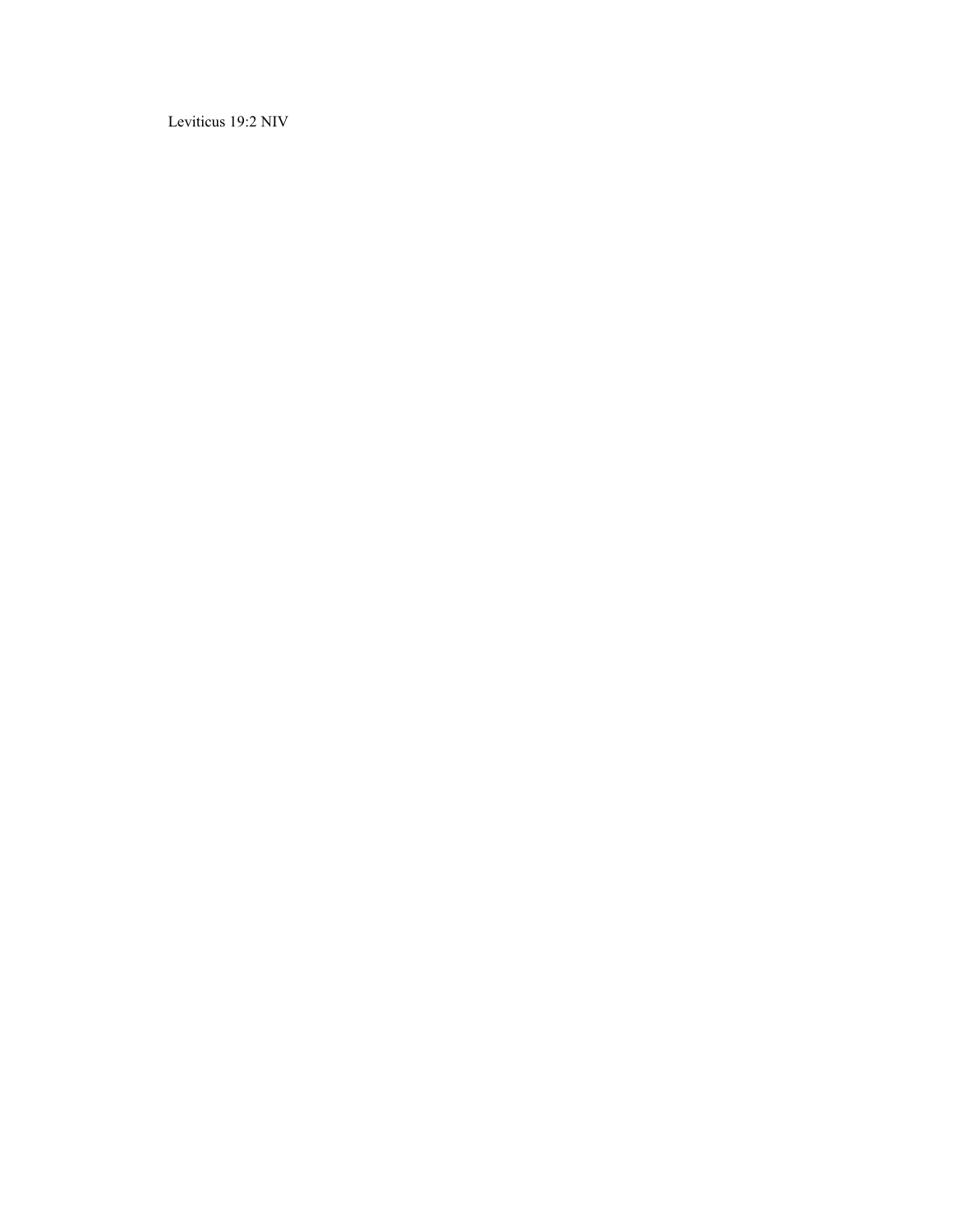Leviticus 19:2 NIV